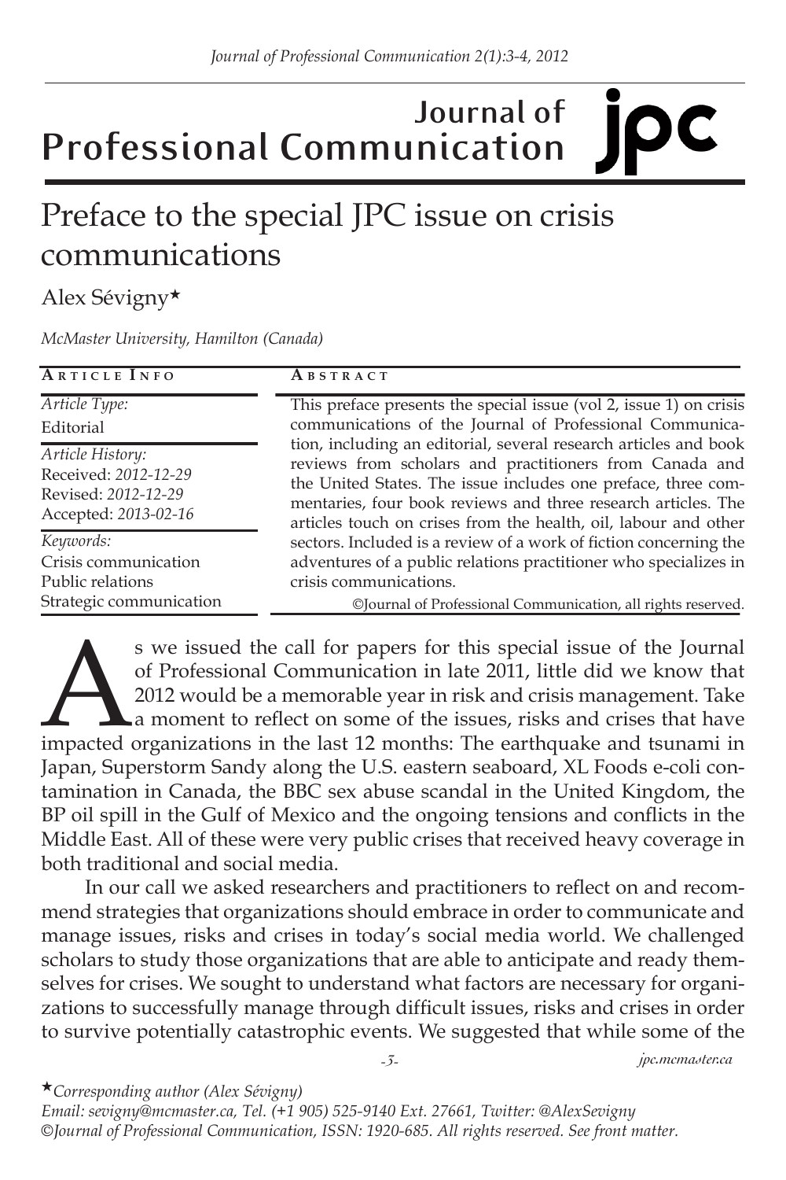# Preface to the special JPC issue on crisis communications

Alex Sévigny*

*McMaster University, Hamilton (Canada)*

| ARTICLE INFO | ABSTRACT |
| --- | --- |
| *Article Type:* Editorial<br>*Article History:* Received: *2012-12-29* Revised: *2012-12-29* Accepted: *2013-02-16*<br>*Keywords:* Crisis communication, Public relations, Strategic communication | This preface presents the special issue (vol 2, issue 1) on crisis communications of the Journal of Professional Communication, including an editorial, several research articles and book reviews from scholars and practitioners from Canada and the United States. The issue includes one preface, three commentaries, four book reviews and three research articles. The articles touch on crises from the health, oil, labour and other sectors. Included is a review of a work of fiction concerning the adventures of a public relations practitioner who specializes in crisis communications.<br>©Journal of Professional Communication, all rights reserved. |

As we issued the call for papers for this special issue of the Journal of Professional Communication in late 2011, little did we know that 2012 would be a memorable year in risk and crisis management. Take a moment to reflect on some of the issues, risks and crises that have impacted organizations in the last 12 months: The earthquake and tsunami in Japan, Superstorm Sandy along the U.S. eastern seaboard, XL Foods e-coli contamination in Canada, the BBC sex abuse scandal in the United Kingdom, the BP oil spill in the Gulf of Mexico and the ongoing tensions and conflicts in the Middle East. All of these were very public crises that received heavy coverage in both traditional and social media.

In our call we asked researchers and practitioners to reflect on and recommend strategies that organizations should embrace in order to communicate and manage issues, risks and crises in today's social media world. We challenged scholars to study those organizations that are able to anticipate and ready themselves for crises. We sought to understand what factors are necessary for organizations to successfully manage through difficult issues, risks and crises in order to survive potentially catastrophic events. We suggested that while some of the

*Corresponding author (Alex Sévigny)
Email: sevigny@mcmaster.ca, Tel. (+1 905) 525-9140 Ext. 27661, Twitter: @AlexSevigny
©Journal of Professional Communication, ISSN: 1920-685. All rights reserved. See front matter.*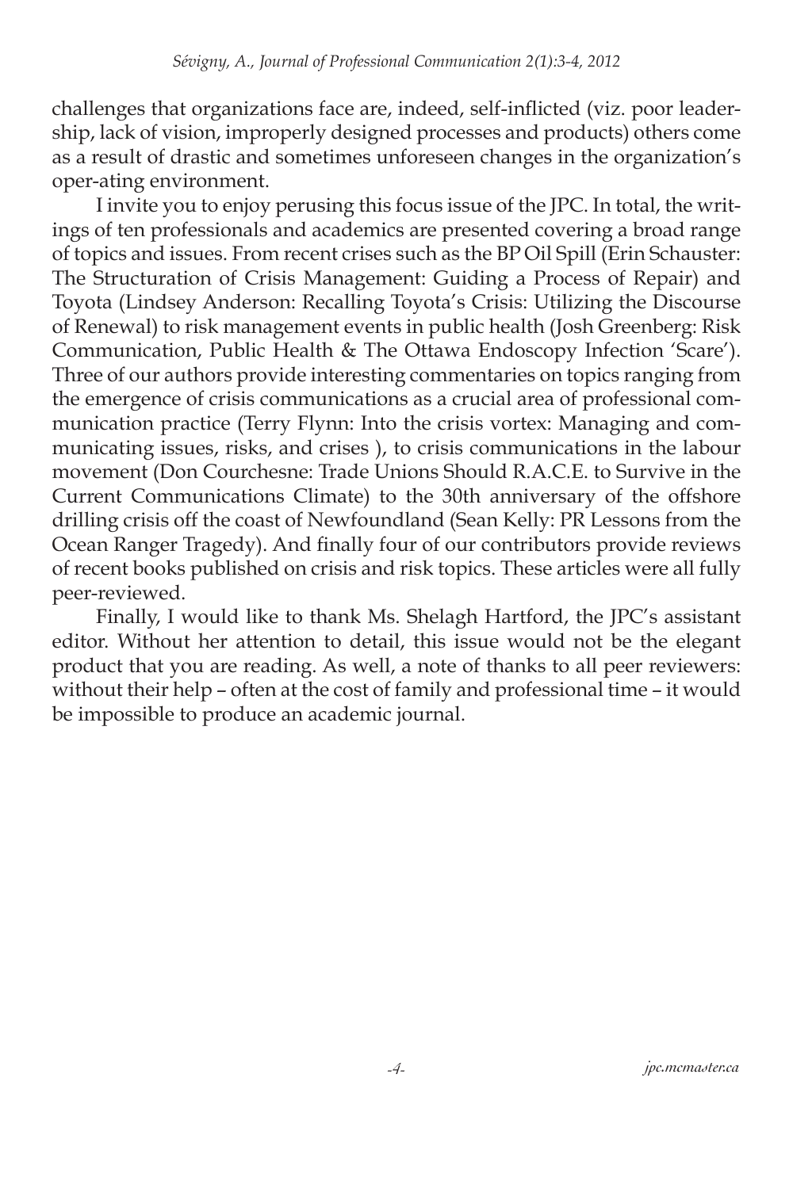challenges that organizations face are, indeed, self-inflicted (viz. poor leadership, lack of vision, improperly designed processes and products) others come as a result of drastic and sometimes unforeseen changes in the organization's oper-ating environment.

I invite you to enjoy perusing this focus issue of the JPC. In total, the writings of ten professionals and academics are presented covering a broad range of topics and issues. From recent crises such as the BP Oil Spill (Erin Schauster: The Structuration of Crisis Management: Guiding a Process of Repair) and Toyota (Lindsey Anderson: Recalling Toyota's Crisis: Utilizing the Discourse of Renewal) to risk management events in public health (Josh Greenberg: Risk Communication, Public Health & The Ottawa Endoscopy Infection 'Scare'). Three of our authors provide interesting commentaries on topics ranging from the emergence of crisis communications as a crucial area of professional communication practice (Terry Flynn: Into the crisis vortex: Managing and communicating issues, risks, and crises ), to crisis communications in the labour movement (Don Courchesne: Trade Unions Should R.A.C.E. to Survive in the Current Communications Climate) to the 30th anniversary of the offshore drilling crisis off the coast of Newfoundland (Sean Kelly: PR Lessons from the Ocean Ranger Tragedy). And finally four of our contributors provide reviews of recent books published on crisis and risk topics. These articles were all fully peer-reviewed.

Finally, I would like to thank Ms. Shelagh Hartford, the JPC's assistant editor. Without her attention to detail, this issue would not be the elegant product that you are reading. As well, a note of thanks to all peer reviewers: without their help – often at the cost of family and professional time – it would be impossible to produce an academic journal.